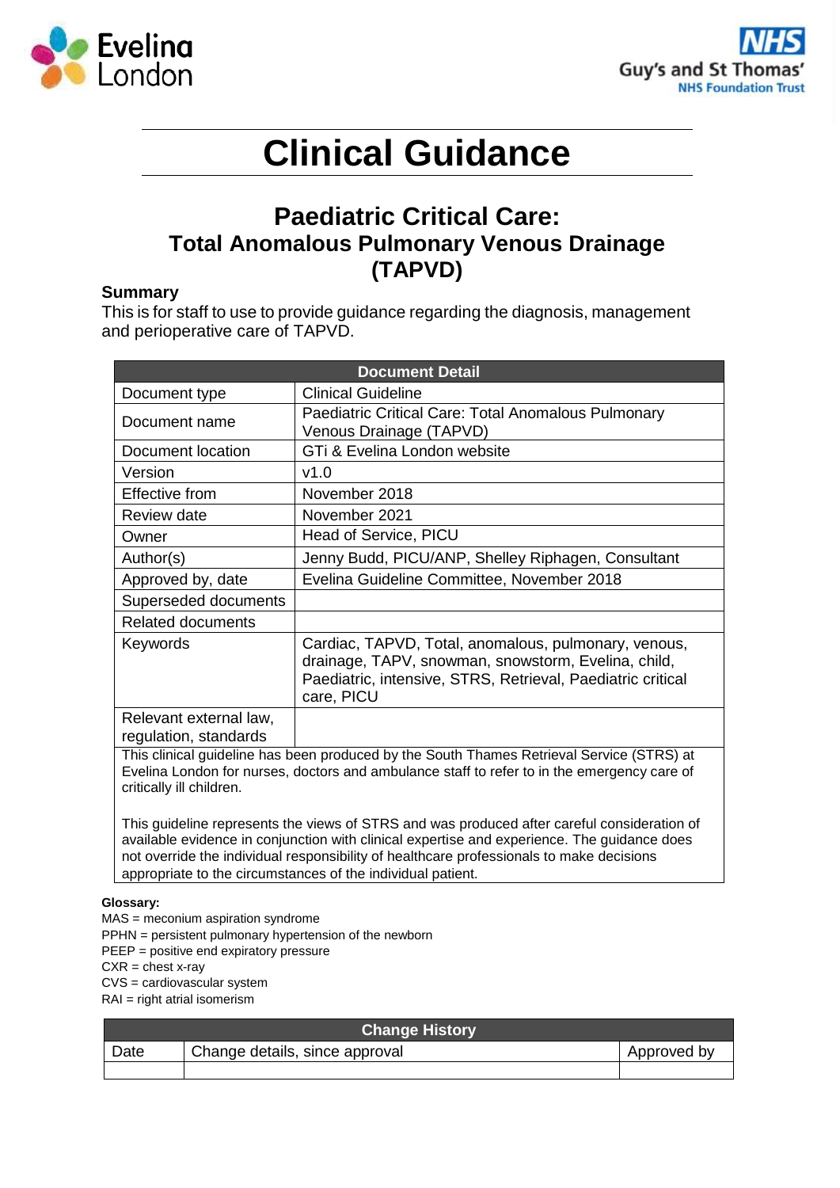# Clinical Guidance

## Paediatric Critical Care: Total Anomalous Pulmonary Venous Drainage (TAPVD)

**Summary**

This is for staff to use to provide guidance regarding the diagnosis, management and perioperative care of TAPVD.

| Document Detail | |
|---|---|
| Document type | Clinical Guideline |
| Document name | Paediatric Critical Care: Total Anomalous Pulmonary Venous Drainage (TAPVD) |
| Document location | GTi & Evelina London website |
| Version | v1.0 |
| Effective from | November 2018 |
| Review date | November 2021 |
| Owner | Head of Service, PICU |
| Author(s) | Jenny Budd, PICU/ANP, Shelley Riphagen, Consultant |
| Approved by, date | Evelina Guideline Committee, November 2018 |
| Superseded documents | |
| Related documents | |
| Keywords | Cardiac, TAPVD, Total, anomalous, pulmonary, venous, drainage, TAPV, snowman, snowstorm, Evelina, child, Paediatric, intensive, STRS, Retrieval, Paediatric critical care, PICU |
| Relevant external law, regulation, standards | |

This clinical guideline has been produced by the South Thames Retrieval Service (STRS) at Evelina London for nurses, doctors and ambulance staff to refer to in the emergency care of critically ill children.

This guideline represents the views of STRS and was produced after careful consideration of available evidence in conjunction with clinical expertise and experience. The guidance does not override the individual responsibility of healthcare professionals to make decisions appropriate to the circumstances of the individual patient.

**Glossary:**

MAS = meconium aspiration syndrome
PPHN = persistent pulmonary hypertension of the newborn
PEEP = positive end expiratory pressure
CXR = chest x-ray
CVS = cardiovascular system
RAI = right atrial isomerism

| Change History | | |
|---|---|---|
| Date | Change details, since approval | Approved by |
| | | |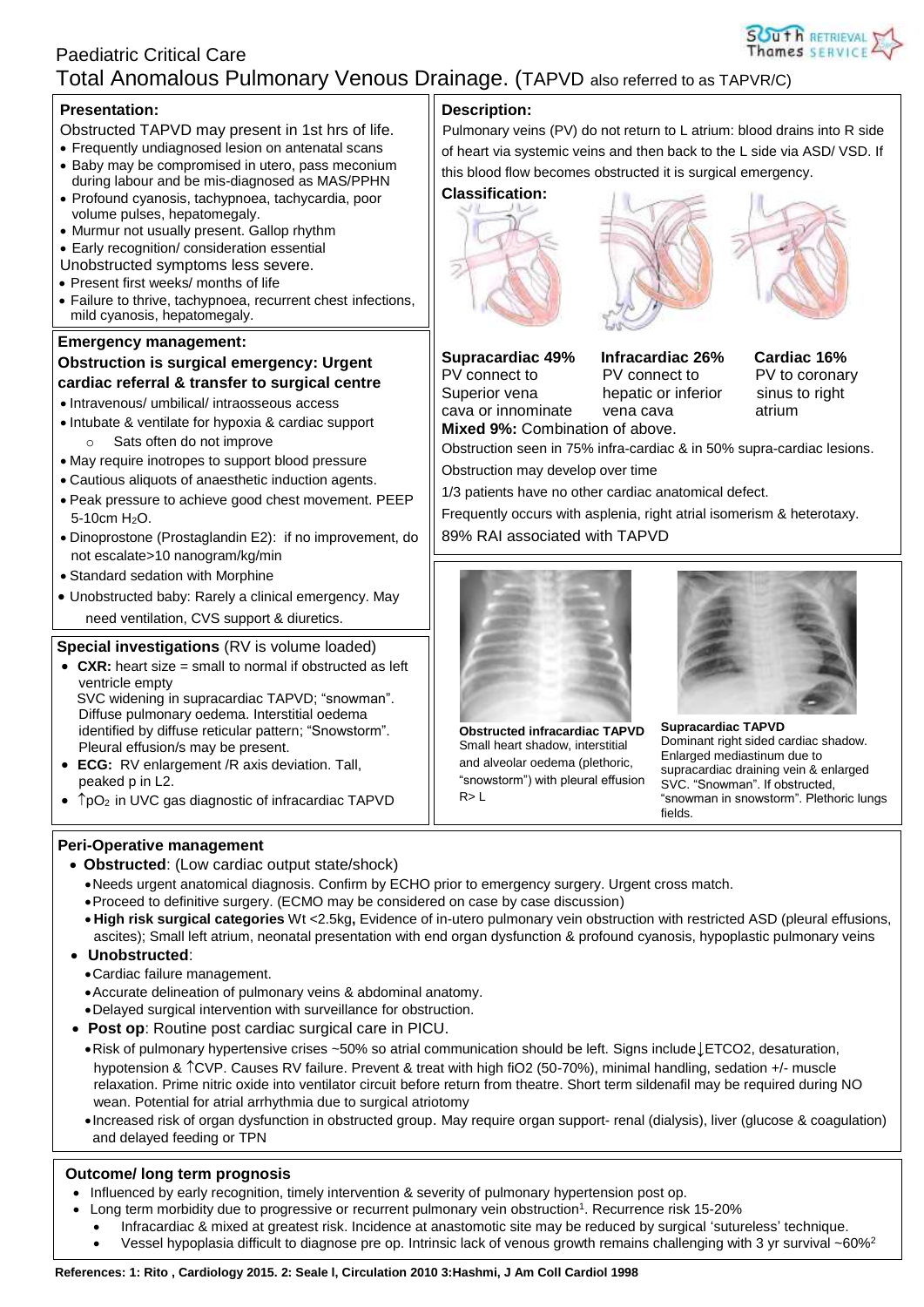Paediatric Critical Care

# Total Anomalous Pulmonary Venous Drainage. (TAPVD also referred to as TAPVR/C)

## Presentation:

Obstructed TAPVD may present in 1st hrs of life.

- Frequently undiagnosed lesion on antenatal scans
- Baby may be compromised in utero, pass meconium during labour and be mis-diagnosed as MAS/PPHN
- Profound cyanosis, tachypnoea, tachycardia, poor volume pulses, hepatomegaly.
- Murmur not usually present. Gallop rhythm
- Early recognition/ consideration essential

Unobstructed symptoms less severe.

- Present first weeks/ months of life
- Failure to thrive, tachypnoea, recurrent chest infections, mild cyanosis, hepatomegaly.

## Emergency management:

**Obstruction is surgical emergency: Urgent cardiac referral & transfer to surgical centre**

- Intravenous/ umbilical/ intraosseous access
- Intubate & ventilate for hypoxia & cardiac support
  - Sats often do not improve
- May require inotropes to support blood pressure
- Cautious aliquots of anaesthetic induction agents.
- Peak pressure to achieve good chest movement. PEEP 5-10cm $H_2O$.
- Dinoprostone (Prostaglandin E2): if no improvement, do not escalate>10 nanogram/kg/min
- Standard sedation with Morphine
- Unobstructed baby: Rarely a clinical emergency. May need ventilation, CVS support & diuretics.

## Special investigations (RV is volume loaded)

- **CXR:** heart size = small to normal if obstructed as left ventricle empty
  SVC widening in supracardiac TAPVD; "snowman". Diffuse pulmonary oedema. Interstitial oedema identified by diffuse reticular pattern; "Snowstorm". Pleural effusion/s may be present.
- **ECG:** RV enlargement /R axis deviation. Tall, peaked p in L2.
- ↑$pO_2$ in UVC gas diagnostic of infracardiac TAPVD

## Description:

Pulmonary veins (PV) do not return to L atrium: blood drains into R side of heart via systemic veins and then back to the L side via ASD/ VSD. If this blood flow becomes obstructed it is surgical emergency.

**Classification:**

| Supracardiac 49% | Infracardiac 26% | Cardiac 16% |
| --- | --- | --- |
| PV connect to Superior vena cava or innominate | PV connect to hepatic or inferior vena cava | PV to coronary sinus to right atrium |

**Mixed 9%:** Combination of above.

Obstruction seen in 75% infra-cardiac & in 50% supra-cardiac lesions.

Obstruction may develop over time

1/3 patients have no other cardiac anatomical defect.

Frequently occurs with asplenia, right atrial isomerism & heterotaxy.

89% RAI associated with TAPVD

**Obstructed infracardiac TAPVD** Small heart shadow, interstitial and alveolar oedema (plethoric, "snowstorm") with pleural effusion R> L

**Supracardiac TAPVD** Dominant right sided cardiac shadow. Enlarged mediastinum due to supracardiac draining vein & enlarged SVC. "Snowman". If obstructed, "snowman in snowstorm". Plethoric lungs fields.

## Peri-Operative management

- **Obstructed**: (Low cardiac output state/shock)
  - Needs urgent anatomical diagnosis. Confirm by ECHO prior to emergency surgery. Urgent cross match.
  - Proceed to definitive surgery. (ECMO may be considered on case by case discussion)
  - **High risk surgical categories** Wt <2.5kg**,** Evidence of in-utero pulmonary vein obstruction with restricted ASD (pleural effusions, ascites); Small left atrium, neonatal presentation with end organ dysfunction & profound cyanosis, hypoplastic pulmonary veins
- **Unobstructed**:
  - Cardiac failure management.
  - Accurate delineation of pulmonary veins & abdominal anatomy.
  - Delayed surgical intervention with surveillance for obstruction.
- **Post op**: Routine post cardiac surgical care in PICU.
  - Risk of pulmonary hypertensive crises ~50% so atrial communication should be left. Signs include↓ETCO2, desaturation, hypotension & ↑CVP. Causes RV failure. Prevent & treat with high fiO2 (50-70%), minimal handling, sedation +/- muscle relaxation. Prime nitric oxide into ventilator circuit before return from theatre. Short term sildenafil may be required during NO wean. Potential for atrial arrhythmia due to surgical atriotomy
  - Increased risk of organ dysfunction in obstructed group. May require organ support- renal (dialysis), liver (glucose & coagulation) and delayed feeding or TPN

## Outcome/ long term prognosis

- Influenced by early recognition, timely intervention & severity of pulmonary hypertension post op.
- Long term morbidity due to progressive or recurrent pulmonary vein obstruction[1]. Recurrence risk 15-20%
  - Infracardiac & mixed at greatest risk. Incidence at anastomotic site may be reduced by surgical 'sutureless' technique.
  - Vessel hypoplasia difficult to diagnose pre op. Intrinsic lack of venous growth remains challenging with 3 yr survival ~60%[2]

**References: 1: Rito , Cardiology 2015. 2: Seale l, Circulation 2010 3:Hashmi, J Am Coll Cardiol 1998**